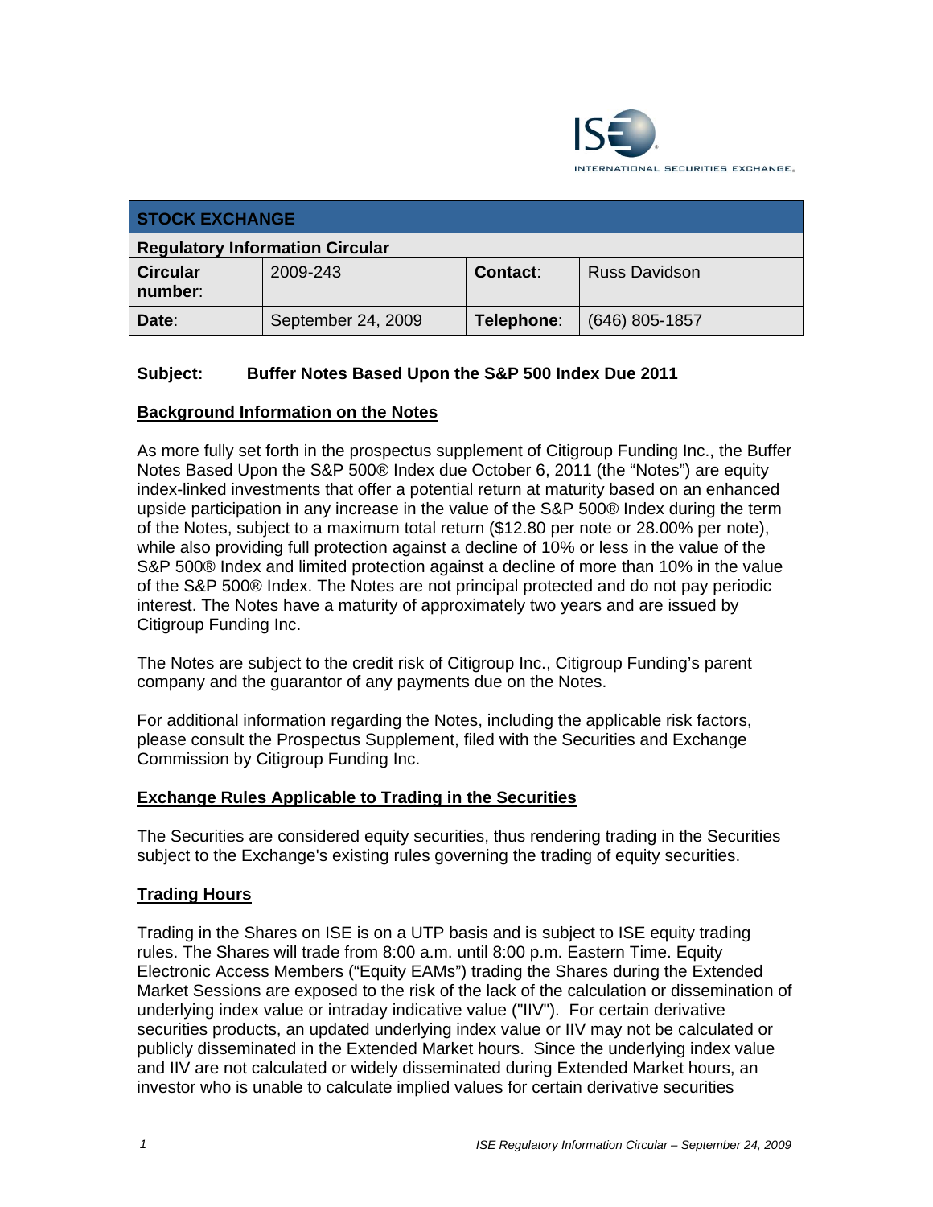ISE INTERNATIONAL SECURITIES EXCHANGE.

| STOCK EXCHANGE | | | |
|---|---|---|---|
| **Regulatory Information Circular** | | | |
| **Circular number**: | 2009-243 | **Contact**: | Russ Davidson |
| **Date**: | September 24, 2009 | **Telephone**: | (646) 805-1857 |

**Subject: Buffer Notes Based Upon the S&P 500 Index Due 2011**

## Background Information on the Notes

As more fully set forth in the prospectus supplement of Citigroup Funding Inc., the Buffer Notes Based Upon the S&P 500® Index due October 6, 2011 (the "Notes") are equity index-linked investments that offer a potential return at maturity based on an enhanced upside participation in any increase in the value of the S&P 500® Index during the term of the Notes, subject to a maximum total return ($12.80 per note or 28.00% per note), while also providing full protection against a decline of 10% or less in the value of the S&P 500® Index and limited protection against a decline of more than 10% in the value of the S&P 500® Index. The Notes are not principal protected and do not pay periodic interest. The Notes have a maturity of approximately two years and are issued by Citigroup Funding Inc.

The Notes are subject to the credit risk of Citigroup Inc., Citigroup Funding's parent company and the guarantor of any payments due on the Notes.

For additional information regarding the Notes, including the applicable risk factors, please consult the Prospectus Supplement, filed with the Securities and Exchange Commission by Citigroup Funding Inc.

## Exchange Rules Applicable to Trading in the Securities

The Securities are considered equity securities, thus rendering trading in the Securities subject to the Exchange's existing rules governing the trading of equity securities.

## Trading Hours

Trading in the Shares on ISE is on a UTP basis and is subject to ISE equity trading rules. The Shares will trade from 8:00 a.m. until 8:00 p.m. Eastern Time. Equity Electronic Access Members ("Equity EAMs") trading the Shares during the Extended Market Sessions are exposed to the risk of the lack of the calculation or dissemination of underlying index value or intraday indicative value ("IIV"). For certain derivative securities products, an updated underlying index value or IIV may not be calculated or publicly disseminated in the Extended Market hours. Since the underlying index value and IIV are not calculated or widely disseminated during Extended Market hours, an investor who is unable to calculate implied values for certain derivative securities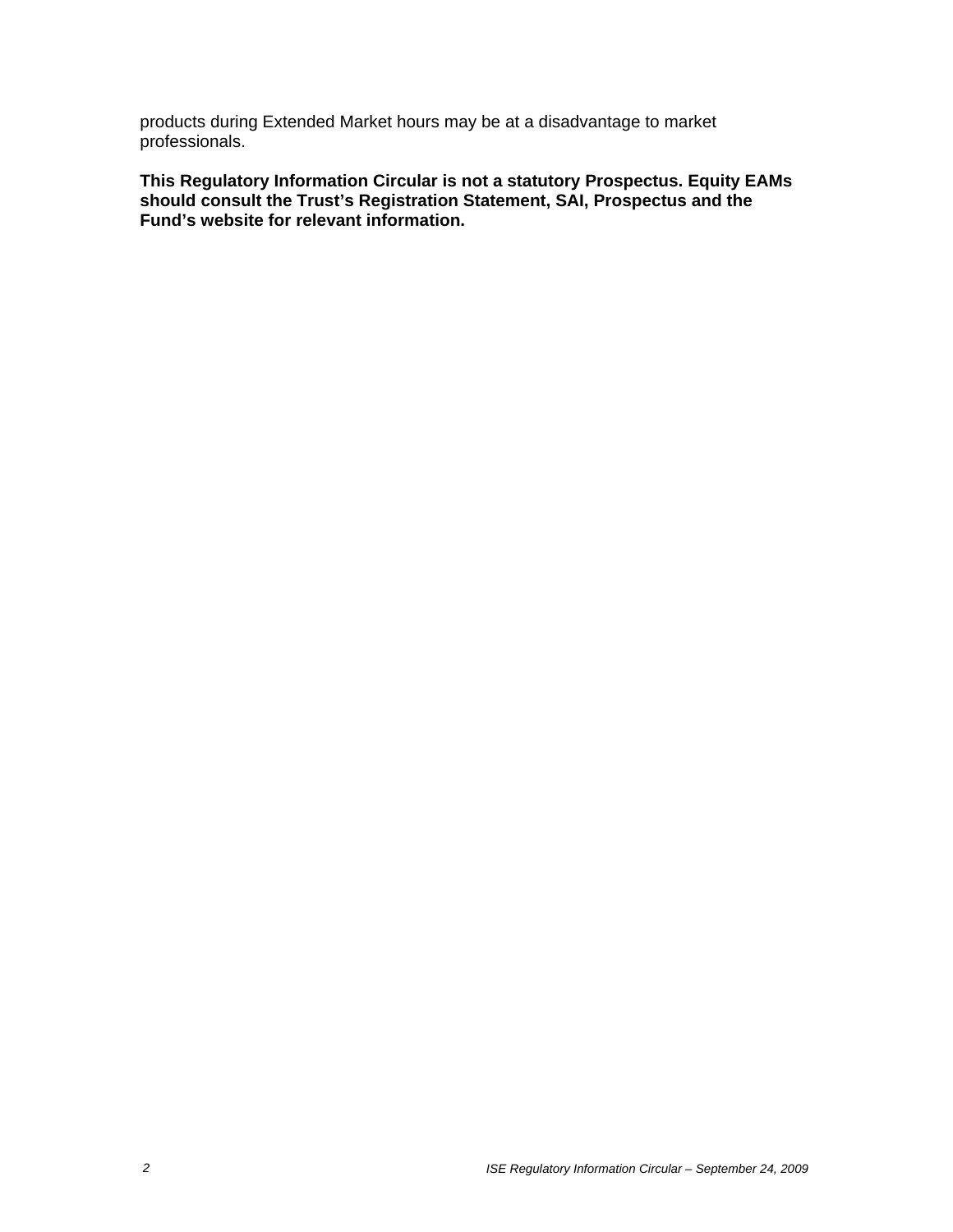products during Extended Market hours may be at a disadvantage to market professionals.

**This Regulatory Information Circular is not a statutory Prospectus. Equity EAMs should consult the Trust's Registration Statement, SAI, Prospectus and the Fund's website for relevant information.**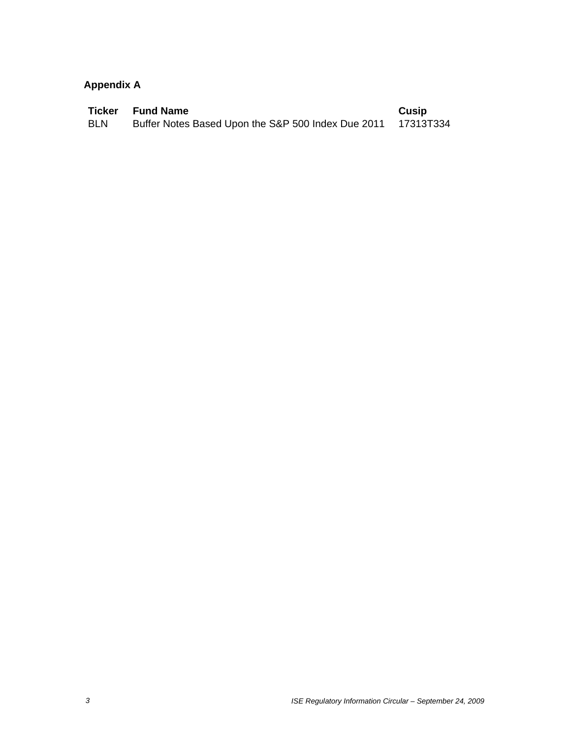## Appendix A

| Ticker | Fund Name | Cusip |
| --- | --- | --- |
| BLN | Buffer Notes Based Upon the S&P 500 Index Due 2011 | 17313T334 |